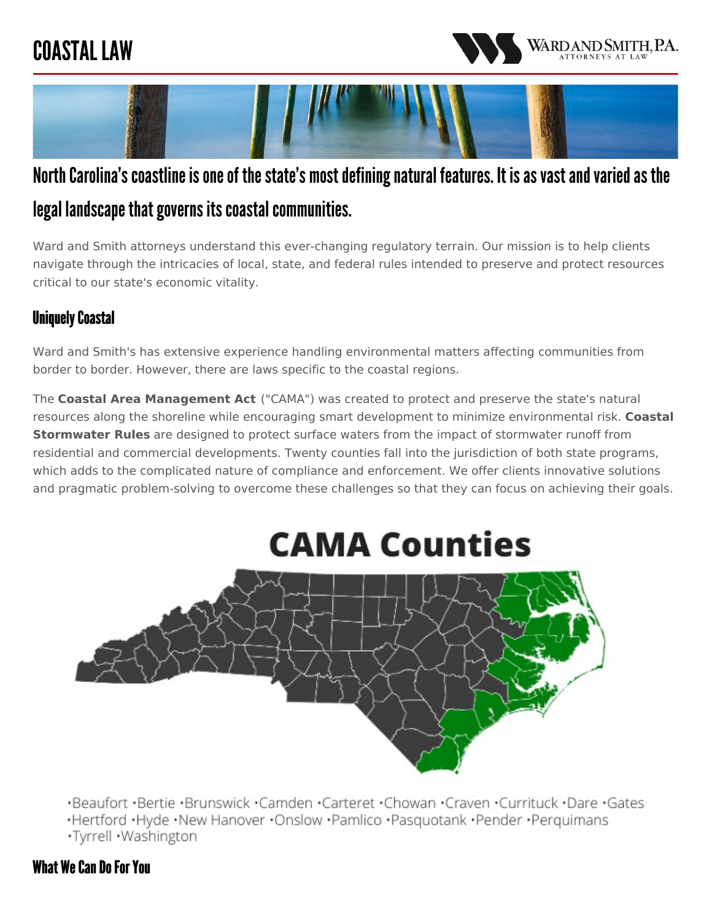# COASTAL LAW

## North Carolina's coastline is one of the state's most defining natural features. It is as vast and varied as the legal landscape that governs its coastal communities.

Ward and Smith attorneys understand this ever-changing regulatory terrain. Our mission is to help clients navigate through the intricacies of local, state, and federal rules intended to preserve and protect resources critical to our state's economic vitality.

### Uniquely Coastal

Ward and Smith's has extensive experience handling environmental matters affecting communities from border to border. However, there are laws specific to the coastal regions.

The **Coastal Area Management Act** ("CAMA") was created to protect and preserve the state's natural resources along the shoreline while encouraging smart development to minimize environmental risk. **Coastal Stormwater Rules** are designed to protect surface waters from the impact of stormwater runoff from residential and commercial developments. Twenty counties fall into the jurisdiction of both state programs, which adds to the complicated nature of compliance and enforcement. We offer clients innovative solutions and pragmatic problem-solving to overcome these challenges so that they can focus on achieving their goals.

**CAMA Counties**

•Beaufort •Bertie •Brunswick •Camden •Carteret •Chowan •Craven •Currituck •Dare •Gates •Hertford •Hyde •New Hanover •Onslow •Pamlico •Pasquotank •Pender •Perquimans •Tyrrell •Washington

### What We Can Do For You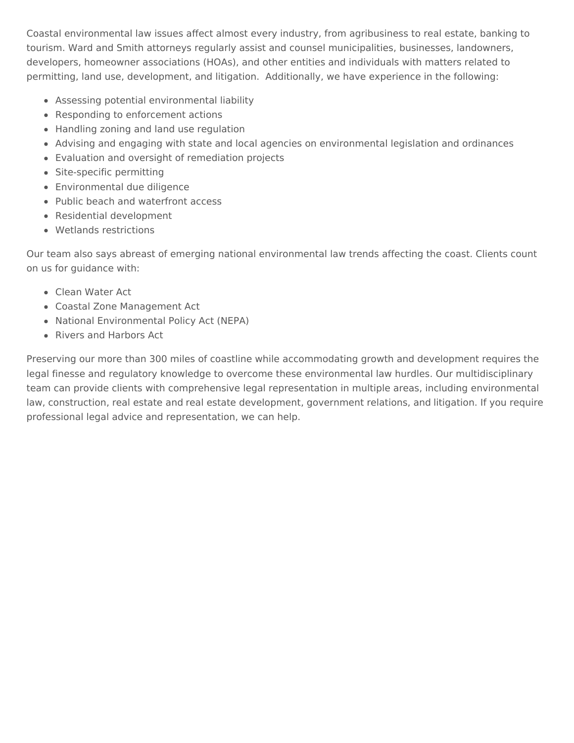Coastal environmental law issues affect almost every industry, from agribusiness to real estate, banking to tourism. Ward and Smith attorneys regularly assist and counsel municipalities, businesses, landowners, developers, homeowner associations (HOAs), and other entities and individuals with matters related to permitting, land use, development, and litigation.  Additionally, we have experience in the following:

- Assessing potential environmental liability
- Responding to enforcement actions
- Handling zoning and land use regulation
- Advising and engaging with state and local agencies on environmental legislation and ordinances
- Evaluation and oversight of remediation projects
- Site-specific permitting
- Environmental due diligence
- Public beach and waterfront access
- Residential development
- Wetlands restrictions

Our team also says abreast of emerging national environmental law trends affecting the coast. Clients count on us for guidance with:

- Clean Water Act
- Coastal Zone Management Act
- National Environmental Policy Act (NEPA)
- Rivers and Harbors Act

Preserving our more than 300 miles of coastline while accommodating growth and development requires the legal finesse and regulatory knowledge to overcome these environmental law hurdles. Our multidisciplinary team can provide clients with comprehensive legal representation in multiple areas, including environmental law, construction, real estate and real estate development, government relations, and litigation. If you require professional legal advice and representation, we can help.